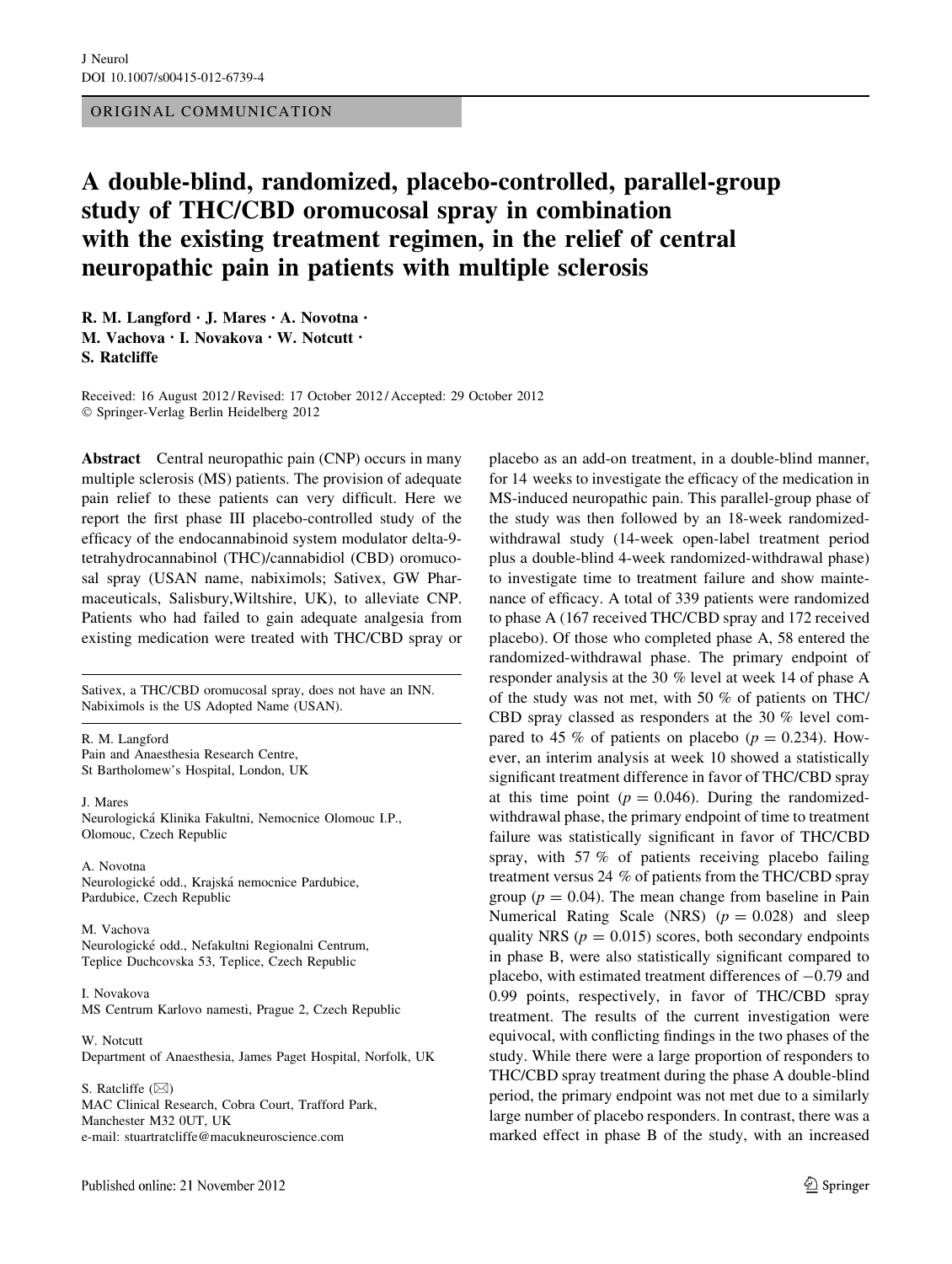ORIGINAL COMMUNICATION

# A double-blind, randomized, placebo-controlled, parallel-group study of THC/CBD oromucosal spray in combination with the existing treatment regimen, in the relief of central neuropathic pain in patients with multiple sclerosis

R. M. Langford · J. Mares · A. Novotna · M. Vachova · I. Novakova · W. Notcutt · S. Ratcliffe

Received: 16 August 2012 / Revised: 17 October 2012 / Accepted: 29 October 2012
© Springer-Verlag Berlin Heidelberg 2012

**Abstract** Central neuropathic pain (CNP) occurs in many multiple sclerosis (MS) patients. The provision of adequate pain relief to these patients can very difficult. Here we report the first phase III placebo-controlled study of the efficacy of the endocannabinoid system modulator delta-9-tetrahydrocannabinol (THC)/cannabidiol (CBD) oromucosal spray (USAN name, nabiximols; Sativex, GW Pharmaceuticals, Salisbury,Wiltshire, UK), to alleviate CNP. Patients who had failed to gain adequate analgesia from existing medication were treated with THC/CBD spray or placebo as an add-on treatment, in a double-blind manner, for 14 weeks to investigate the efficacy of the medication in MS-induced neuropathic pain. This parallel-group phase of the study was then followed by an 18-week randomized-withdrawal study (14-week open-label treatment period plus a double-blind 4-week randomized-withdrawal phase) to investigate time to treatment failure and show maintenance of efficacy. A total of 339 patients were randomized to phase A (167 received THC/CBD spray and 172 received placebo). Of those who completed phase A, 58 entered the randomized-withdrawal phase. The primary endpoint of responder analysis at the 30 % level at week 14 of phase A of the study was not met, with 50 % of patients on THC/CBD spray classed as responders at the 30 % level compared to 45 % of patients on placebo ($p = 0.234$). However, an interim analysis at week 10 showed a statistically significant treatment difference in favor of THC/CBD spray at this time point ($p = 0.046$). During the randomized-withdrawal phase, the primary endpoint of time to treatment failure was statistically significant in favor of THC/CBD spray, with 57 % of patients receiving placebo failing treatment versus 24 % of patients from the THC/CBD spray group ($p = 0.04$). The mean change from baseline in Pain Numerical Rating Scale (NRS) ($p = 0.028$) and sleep quality NRS ($p = 0.015$) scores, both secondary endpoints in phase B, were also statistically significant compared to placebo, with estimated treatment differences of −0.79 and 0.99 points, respectively, in favor of THC/CBD spray treatment. The results of the current investigation were equivocal, with conflicting findings in the two phases of the study. While there were a large proportion of responders to THC/CBD spray treatment during the phase A double-blind period, the primary endpoint was not met due to a similarly large number of placebo responders. In contrast, there was a marked effect in phase B of the study, with an increased

---

Sativex, a THC/CBD oromucosal spray, does not have an INN. Nabiximols is the US Adopted Name (USAN).

R. M. Langford
Pain and Anaesthesia Research Centre, St Bartholomew's Hospital, London, UK

J. Mares
Neurologická Klinika Fakultni, Nemocnice Olomouc I.P., Olomouc, Czech Republic

A. Novotna
Neurologické odd., Krajská nemocnice Pardubice, Pardubice, Czech Republic

M. Vachova
Neurologické odd., Nefakultni Regionalni Centrum, Teplice Duchcovska 53, Teplice, Czech Republic

I. Novakova
MS Centrum Karlovo namesti, Prague 2, Czech Republic

W. Notcutt
Department of Anaesthesia, James Paget Hospital, Norfolk, UK

S. Ratcliffe (✉)
MAC Clinical Research, Cobra Court, Trafford Park, Manchester M32 0UT, UK
e-mail: stuartratcliffe@macukneuroscience.com

Published online: 21 November 2012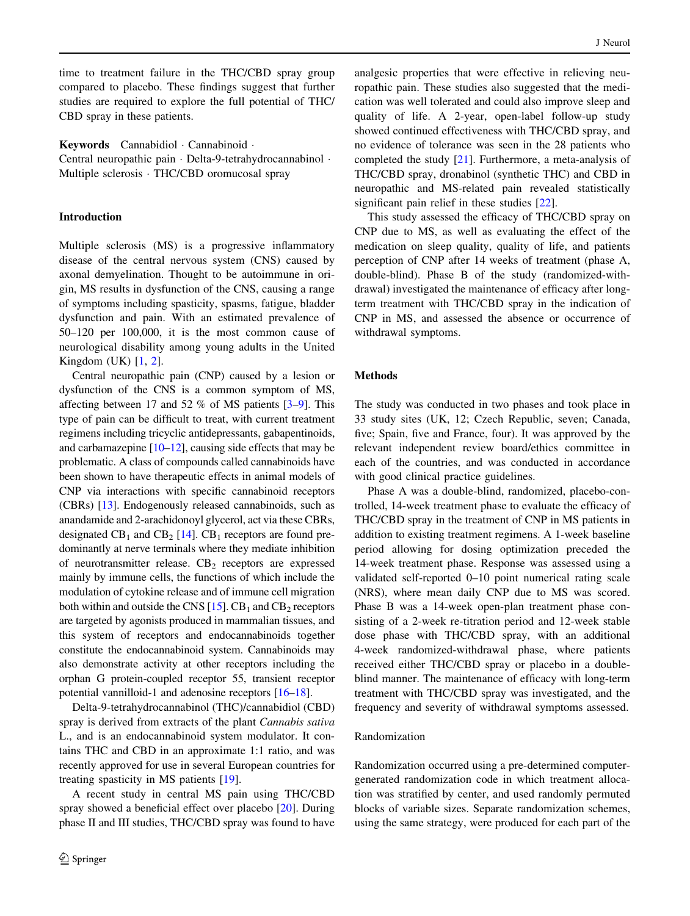time to treatment failure in the THC/CBD spray group compared to placebo. These findings suggest that further studies are required to explore the full potential of THC/CBD spray in these patients.

**Keywords** Cannabidiol · Cannabinoid · Central neuropathic pain · Delta-9-tetrahydrocannabinol · Multiple sclerosis · THC/CBD oromucosal spray

## Introduction

Multiple sclerosis (MS) is a progressive inflammatory disease of the central nervous system (CNS) caused by axonal demyelination. Thought to be autoimmune in origin, MS results in dysfunction of the CNS, causing a range of symptoms including spasticity, spasms, fatigue, bladder dysfunction and pain. With an estimated prevalence of 50–120 per 100,000, it is the most common cause of neurological disability among young adults in the United Kingdom (UK) [1, 2].

Central neuropathic pain (CNP) caused by a lesion or dysfunction of the CNS is a common symptom of MS, affecting between 17 and 52 % of MS patients [3–9]. This type of pain can be difficult to treat, with current treatment regimens including tricyclic antidepressants, gabapentinoids, and carbamazepine [10–12], causing side effects that may be problematic. A class of compounds called cannabinoids have been shown to have therapeutic effects in animal models of CNP via interactions with specific cannabinoid receptors (CBRs) [13]. Endogenously released cannabinoids, such as anandamide and 2-arachidonoyl glycerol, act via these CBRs, designated $CB_1$ and $CB_2$ [14]. $CB_1$ receptors are found predominantly at nerve terminals where they mediate inhibition of neurotransmitter release. $CB_2$ receptors are expressed mainly by immune cells, the functions of which include the modulation of cytokine release and of immune cell migration both within and outside the CNS [15]. $CB_1$ and $CB_2$ receptors are targeted by agonists produced in mammalian tissues, and this system of receptors and endocannabinoids together constitute the endocannabinoid system. Cannabinoids may also demonstrate activity at other receptors including the orphan G protein-coupled receptor 55, transient receptor potential vannilloid-1 and adenosine receptors [16–18].

Delta-9-tetrahydrocannabinol (THC)/cannabidiol (CBD) spray is derived from extracts of the plant *Cannabis sativa* L., and is an endocannabinoid system modulator. It contains THC and CBD in an approximate 1:1 ratio, and was recently approved for use in several European countries for treating spasticity in MS patients [19].

A recent study in central MS pain using THC/CBD spray showed a beneficial effect over placebo [20]. During phase II and III studies, THC/CBD spray was found to have analgesic properties that were effective in relieving neuropathic pain. These studies also suggested that the medication was well tolerated and could also improve sleep and quality of life. A 2-year, open-label follow-up study showed continued effectiveness with THC/CBD spray, and no evidence of tolerance was seen in the 28 patients who completed the study [21]. Furthermore, a meta-analysis of THC/CBD spray, dronabinol (synthetic THC) and CBD in neuropathic and MS-related pain revealed statistically significant pain relief in these studies [22].

This study assessed the efficacy of THC/CBD spray on CNP due to MS, as well as evaluating the effect of the medication on sleep quality, quality of life, and patients perception of CNP after 14 weeks of treatment (phase A, double-blind). Phase B of the study (randomized-withdrawal) investigated the maintenance of efficacy after long-term treatment with THC/CBD spray in the indication of CNP in MS, and assessed the absence or occurrence of withdrawal symptoms.

## Methods

The study was conducted in two phases and took place in 33 study sites (UK, 12; Czech Republic, seven; Canada, five; Spain, five and France, four). It was approved by the relevant independent review board/ethics committee in each of the countries, and was conducted in accordance with good clinical practice guidelines.

Phase A was a double-blind, randomized, placebo-controlled, 14-week treatment phase to evaluate the efficacy of THC/CBD spray in the treatment of CNP in MS patients in addition to existing treatment regimens. A 1-week baseline period allowing for dosing optimization preceded the 14-week treatment phase. Response was assessed using a validated self-reported 0–10 point numerical rating scale (NRS), where mean daily CNP due to MS was scored. Phase B was a 14-week open-plan treatment phase consisting of a 2-week re-titration period and 12-week stable dose phase with THC/CBD spray, with an additional 4-week randomized-withdrawal phase, where patients received either THC/CBD spray or placebo in a double-blind manner. The maintenance of efficacy with long-term treatment with THC/CBD spray was investigated, and the frequency and severity of withdrawal symptoms assessed.

### Randomization

Randomization occurred using a pre-determined computer-generated randomization code in which treatment allocation was stratified by center, and used randomly permuted blocks of variable sizes. Separate randomization schemes, using the same strategy, were produced for each part of the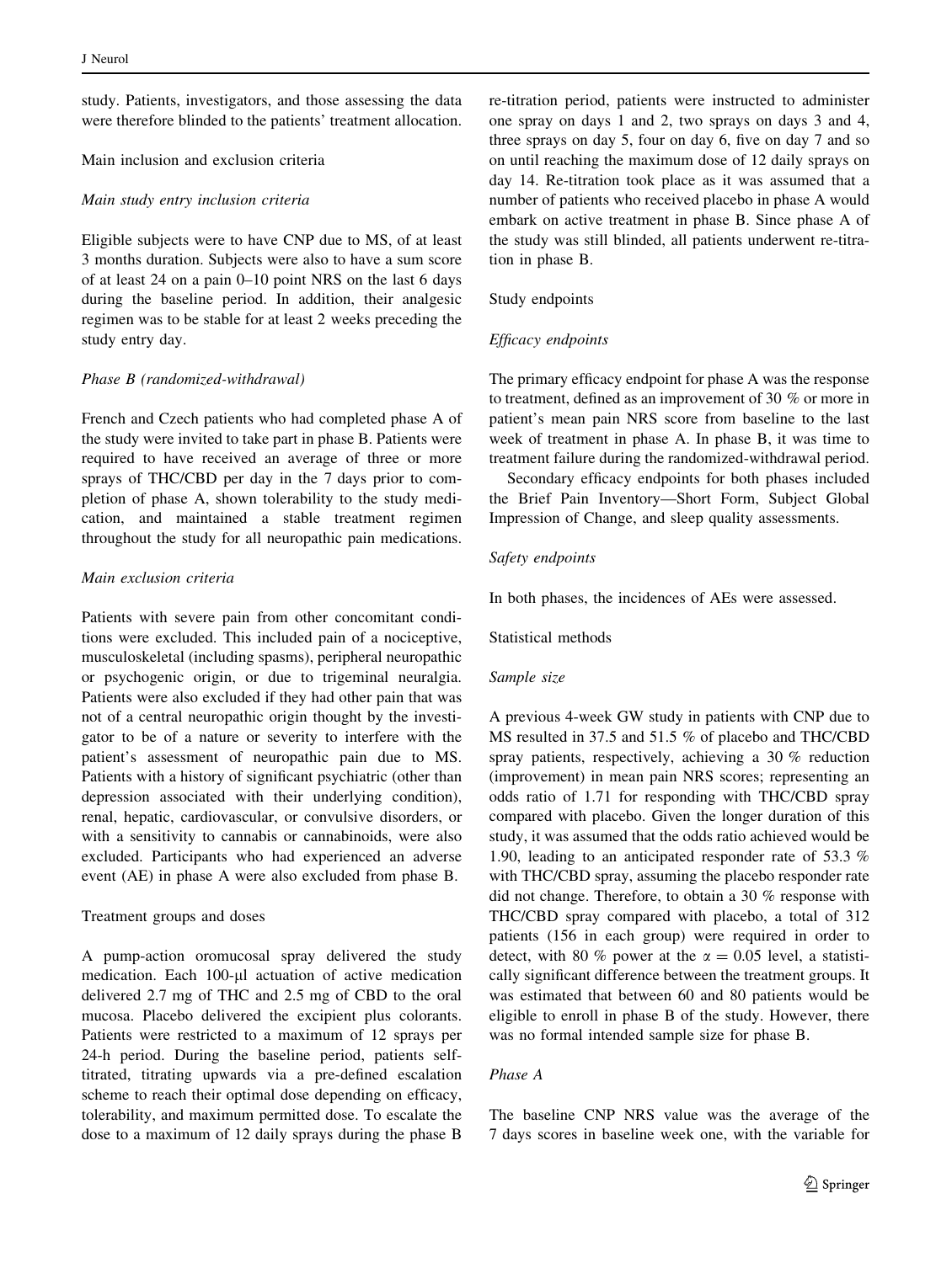study. Patients, investigators, and those assessing the data were therefore blinded to the patients' treatment allocation.

## Main inclusion and exclusion criteria

### *Main study entry inclusion criteria*

Eligible subjects were to have CNP due to MS, of at least 3 months duration. Subjects were also to have a sum score of at least 24 on a pain 0–10 point NRS on the last 6 days during the baseline period. In addition, their analgesic regimen was to be stable for at least 2 weeks preceding the study entry day.

### *Phase B (randomized-withdrawal)*

French and Czech patients who had completed phase A of the study were invited to take part in phase B. Patients were required to have received an average of three or more sprays of THC/CBD per day in the 7 days prior to completion of phase A, shown tolerability to the study medication, and maintained a stable treatment regimen throughout the study for all neuropathic pain medications.

### *Main exclusion criteria*

Patients with severe pain from other concomitant conditions were excluded. This included pain of a nociceptive, musculoskeletal (including spasms), peripheral neuropathic or psychogenic origin, or due to trigeminal neuralgia. Patients were also excluded if they had other pain that was not of a central neuropathic origin thought by the investigator to be of a nature or severity to interfere with the patient's assessment of neuropathic pain due to MS. Patients with a history of significant psychiatric (other than depression associated with their underlying condition), renal, hepatic, cardiovascular, or convulsive disorders, or with a sensitivity to cannabis or cannabinoids, were also excluded. Participants who had experienced an adverse event (AE) in phase A were also excluded from phase B.

## Treatment groups and doses

A pump-action oromucosal spray delivered the study medication. Each 100-μl actuation of active medication delivered 2.7 mg of THC and 2.5 mg of CBD to the oral mucosa. Placebo delivered the excipient plus colorants. Patients were restricted to a maximum of 12 sprays per 24-h period. During the baseline period, patients self-titrated, titrating upwards via a pre-defined escalation scheme to reach their optimal dose depending on efficacy, tolerability, and maximum permitted dose. To escalate the dose to a maximum of 12 daily sprays during the phase B re-titration period, patients were instructed to administer one spray on days 1 and 2, two sprays on days 3 and 4, three sprays on day 5, four on day 6, five on day 7 and so on until reaching the maximum dose of 12 daily sprays on day 14. Re-titration took place as it was assumed that a number of patients who received placebo in phase A would embark on active treatment in phase B. Since phase A of the study was still blinded, all patients underwent re-titration in phase B.

## Study endpoints

### *Efficacy endpoints*

The primary efficacy endpoint for phase A was the response to treatment, defined as an improvement of 30 % or more in patient's mean pain NRS score from baseline to the last week of treatment in phase A. In phase B, it was time to treatment failure during the randomized-withdrawal period.

Secondary efficacy endpoints for both phases included the Brief Pain Inventory—Short Form, Subject Global Impression of Change, and sleep quality assessments.

### *Safety endpoints*

In both phases, the incidences of AEs were assessed.

## Statistical methods

### *Sample size*

A previous 4-week GW study in patients with CNP due to MS resulted in 37.5 and 51.5 % of placebo and THC/CBD spray patients, respectively, achieving a 30 % reduction (improvement) in mean pain NRS scores; representing an odds ratio of 1.71 for responding with THC/CBD spray compared with placebo. Given the longer duration of this study, it was assumed that the odds ratio achieved would be 1.90, leading to an anticipated responder rate of 53.3 % with THC/CBD spray, assuming the placebo responder rate did not change. Therefore, to obtain a 30 % response with THC/CBD spray compared with placebo, a total of 312 patients (156 in each group) were required in order to detect, with 80 % power at the $\alpha = 0.05$ level, a statistically significant difference between the treatment groups. It was estimated that between 60 and 80 patients would be eligible to enroll in phase B of the study. However, there was no formal intended sample size for phase B.

### *Phase A*

The baseline CNP NRS value was the average of the 7 days scores in baseline week one, with the variable for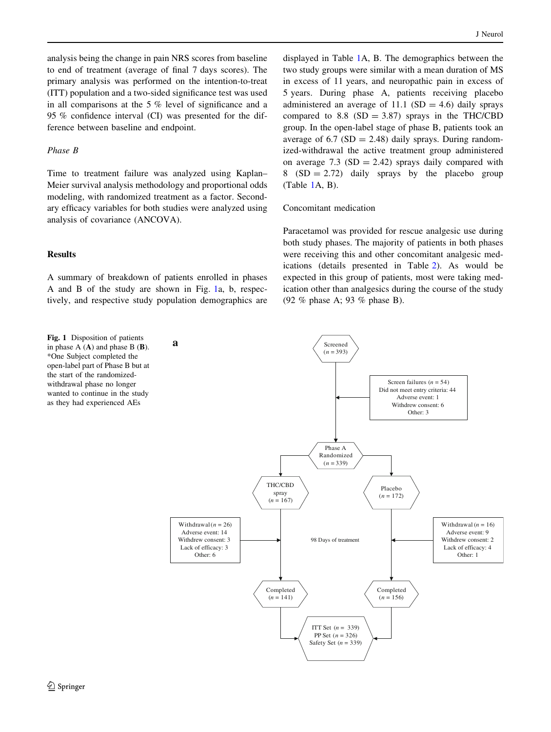analysis being the change in pain NRS scores from baseline to end of treatment (average of final 7 days scores). The primary analysis was performed on the intention-to-treat (ITT) population and a two-sided significance test was used in all comparisons at the 5 % level of significance and a 95 % confidence interval (CI) was presented for the difference between baseline and endpoint.

*Phase B*

Time to treatment failure was analyzed using Kaplan–Meier survival analysis methodology and proportional odds modeling, with randomized treatment as a factor. Secondary efficacy variables for both studies were analyzed using analysis of covariance (ANCOVA).

## Results

A summary of breakdown of patients enrolled in phases A and B of the study are shown in Fig. 1a, b, respectively, and respective study population demographics are displayed in Table 1A, B. The demographics between the two study groups were similar with a mean duration of MS in excess of 11 years, and neuropathic pain in excess of 5 years. During phase A, patients receiving placebo administered an average of 11.1 (SD = 4.6) daily sprays compared to 8.8 (SD = 3.87) sprays in the THC/CBD group. In the open-label stage of phase B, patients took an average of 6.7 (SD = 2.48) daily sprays. During randomized-withdrawal the active treatment group administered on average 7.3 (SD = 2.42) sprays daily compared with 8 (SD = 2.72) daily sprays by the placebo group (Table 1A, B).

### Concomitant medication

Paracetamol was provided for rescue analgesic use during both study phases. The majority of patients in both phases were receiving this and other concomitant analgesic medications (details presented in Table 2). As would be expected in this group of patients, most were taking medication other than analgesics during the course of the study (92 % phase A; 93 % phase B).

**Fig. 1** Disposition of patients in phase A (**A**) and phase B (**B**). *One Subject completed the open-label part of Phase B but at the start of the randomized-withdrawal phase no longer wanted to continue in the study as they had experienced AEs

**a**

Screened ($n = 393$)

Screen failures ($n = 54$)
Did not meet entry criteria: 44
Adverse event: 1
Withdrew consent: 6
Other: 3

Phase A Randomized ($n = 339$)

THC/CBD spray ($n = 167$)

Placebo ($n = 172$)

Withdrawal ($n = 26$)
Adverse event: 14
Withdrew consent: 3
Lack of efficacy: 3
Other: 6

98 Days of treatment

Withdrawal ($n = 16$)
Adverse event: 9
Withdrew consent: 2
Lack of efficacy: 4
Other: 1

Completed ($n = 141$)

Completed ($n = 156$)

ITT Set ($n = 339$)
PP Set ($n = 326$)
Safety Set ($n = 339$)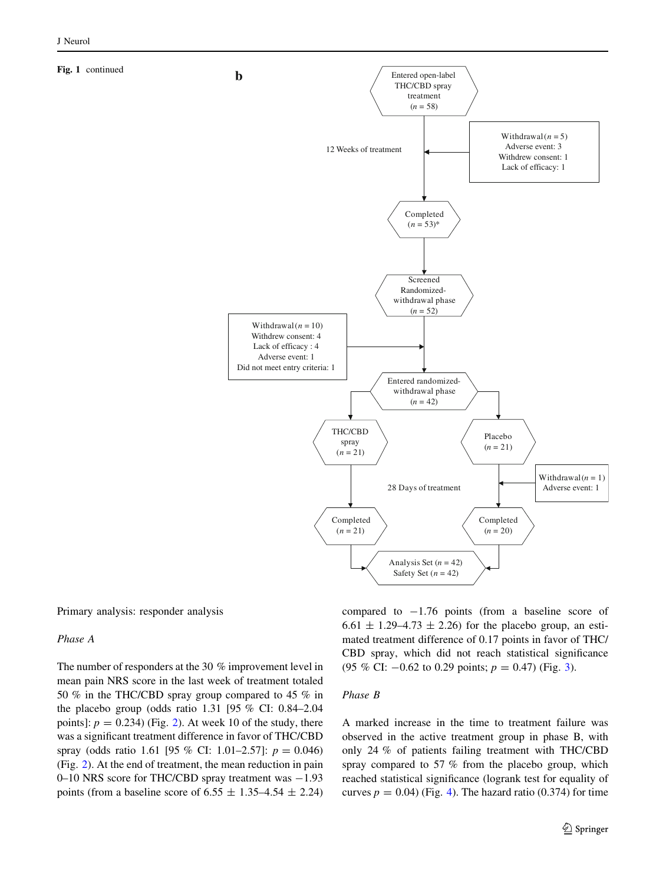**Fig. 1** continued

**b**

Entered open-label THC/CBD spray treatment ($n = 58$)

12 Weeks of treatment

Withdrawal ($n = 5$)
Adverse event: 3
Withdrew consent: 1
Lack of efficacy: 1

Completed ($n = 53$)*

Screened Randomized-withdrawal phase ($n = 52$)

Withdrawal ($n = 10$)
Withdrew consent: 4
Lack of efficacy : 4
Adverse event: 1
Did not meet entry criteria: 1

Entered randomized-withdrawal phase ($n = 42$)

THC/CBD spray ($n = 21$)

Placebo ($n = 21$)

28 Days of treatment

Withdrawal ($n = 1$)
Adverse event: 1

Completed ($n = 21$)

Completed ($n = 20$)

Analysis Set ($n = 42$)
Safety Set ($n = 42$)

Primary analysis: responder analysis

*Phase A*

The number of responders at the 30 % improvement level in mean pain NRS score in the last week of treatment totaled 50 % in the THC/CBD spray group compared to 45 % in the placebo group (odds ratio 1.31 [95 % CI: 0.84–2.04 points]: $p = 0.234$) (Fig. 2). At week 10 of the study, there was a significant treatment difference in favor of THC/CBD spray (odds ratio 1.61 [95 % CI: 1.01–2.57]: $p = 0.046$) (Fig. 2). At the end of treatment, the mean reduction in pain 0–10 NRS score for THC/CBD spray treatment was −1.93 points (from a baseline score of 6.55 ± 1.35–4.54 ± 2.24) compared to −1.76 points (from a baseline score of 6.61 ± 1.29–4.73 ± 2.26) for the placebo group, an estimated treatment difference of 0.17 points in favor of THC/CBD spray, which did not reach statistical significance (95 % CI: −0.62 to 0.29 points; $p = 0.47$) (Fig. 3).

*Phase B*

A marked increase in the time to treatment failure was observed in the active treatment group in phase B, with only 24 % of patients failing treatment with THC/CBD spray compared to 57 % from the placebo group, which reached statistical significance (logrank test for equality of curves $p = 0.04$) (Fig. 4). The hazard ratio (0.374) for time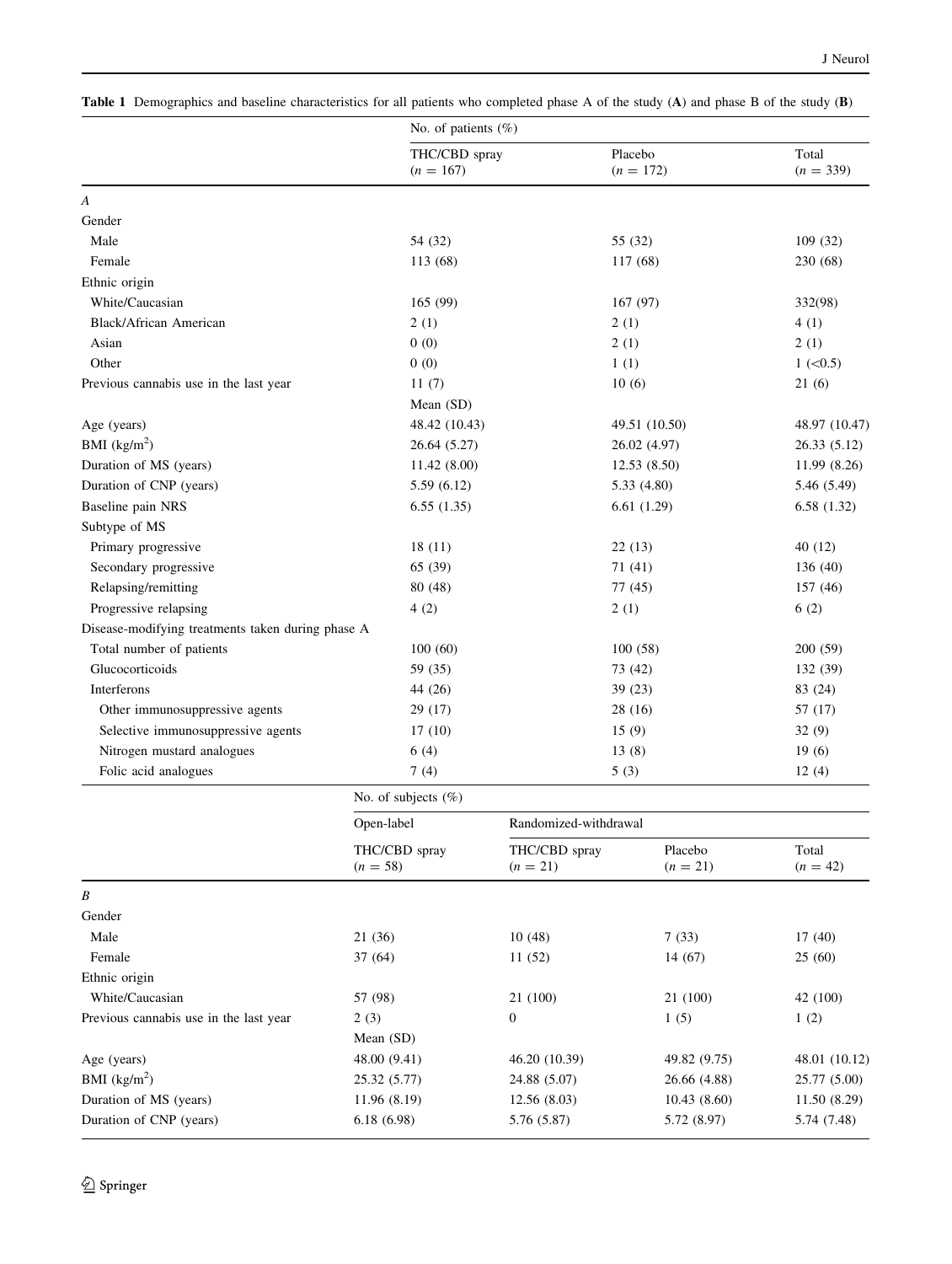**Table 1** Demographics and baseline characteristics for all patients who completed phase A of the study (**A**) and phase B of the study (**B**)

| | No. of patients (%) | | |
|---|---|---|---|
| | THC/CBD spray ($n = 167$) | Placebo ($n = 172$) | Total ($n = 339$) |
| *A* | | | |
| Gender | | | |
| Male | 54 (32) | 55 (32) | 109 (32) |
| Female | 113 (68) | 117 (68) | 230 (68) |
| Ethnic origin | | | |
| White/Caucasian | 165 (99) | 167 (97) | 332(98) |
| Black/African American | 2 (1) | 2 (1) | 4 (1) |
| Asian | 0 (0) | 2 (1) | 2 (1) |
| Other | 0 (0) | 1 (1) | 1 (<0.5) |
| Previous cannabis use in the last year | 11 (7) | 10 (6) | 21 (6) |
| | Mean (SD) | | |
| Age (years) | 48.42 (10.43) | 49.51 (10.50) | 48.97 (10.47) |
| BMI (kg/m$^2$) | 26.64 (5.27) | 26.02 (4.97) | 26.33 (5.12) |
| Duration of MS (years) | 11.42 (8.00) | 12.53 (8.50) | 11.99 (8.26) |
| Duration of CNP (years) | 5.59 (6.12) | 5.33 (4.80) | 5.46 (5.49) |
| Baseline pain NRS | 6.55 (1.35) | 6.61 (1.29) | 6.58 (1.32) |
| Subtype of MS | | | |
| Primary progressive | 18 (11) | 22 (13) | 40 (12) |
| Secondary progressive | 65 (39) | 71 (41) | 136 (40) |
| Relapsing/remitting | 80 (48) | 77 (45) | 157 (46) |
| Progressive relapsing | 4 (2) | 2 (1) | 6 (2) |
| Disease-modifying treatments taken during phase A | | | |
| Total number of patients | 100 (60) | 100 (58) | 200 (59) |
| Glucocorticoids | 59 (35) | 73 (42) | 132 (39) |
| Interferons | 44 (26) | 39 (23) | 83 (24) |
| Other immunosuppressive agents | 29 (17) | 28 (16) | 57 (17) |
| Selective immunosuppressive agents | 17 (10) | 15 (9) | 32 (9) |
| Nitrogen mustard analogues | 6 (4) | 13 (8) | 19 (6) |
| Folic acid analogues | 7 (4) | 5 (3) | 12 (4) |

| | No. of subjects (%) | | | |
|---|---|---|---|---|
| | Open-label | Randomized-withdrawal | | |
| | THC/CBD spray ($n = 58$) | THC/CBD spray ($n = 21$) | Placebo ($n = 21$) | Total ($n = 42$) |
| *B* | | | | |
| Gender | | | | |
| Male | 21 (36) | 10 (48) | 7 (33) | 17 (40) |
| Female | 37 (64) | 11 (52) | 14 (67) | 25 (60) |
| Ethnic origin | | | | |
| White/Caucasian | 57 (98) | 21 (100) | 21 (100) | 42 (100) |
| Previous cannabis use in the last year | 2 (3) | 0 | 1 (5) | 1 (2) |
| | Mean (SD) | | | |
| Age (years) | 48.00 (9.41) | 46.20 (10.39) | 49.82 (9.75) | 48.01 (10.12) |
| BMI (kg/m$^2$) | 25.32 (5.77) | 24.88 (5.07) | 26.66 (4.88) | 25.77 (5.00) |
| Duration of MS (years) | 11.96 (8.19) | 12.56 (8.03) | 10.43 (8.60) | 11.50 (8.29) |
| Duration of CNP (years) | 6.18 (6.98) | 5.76 (5.87) | 5.72 (8.97) | 5.74 (7.48) |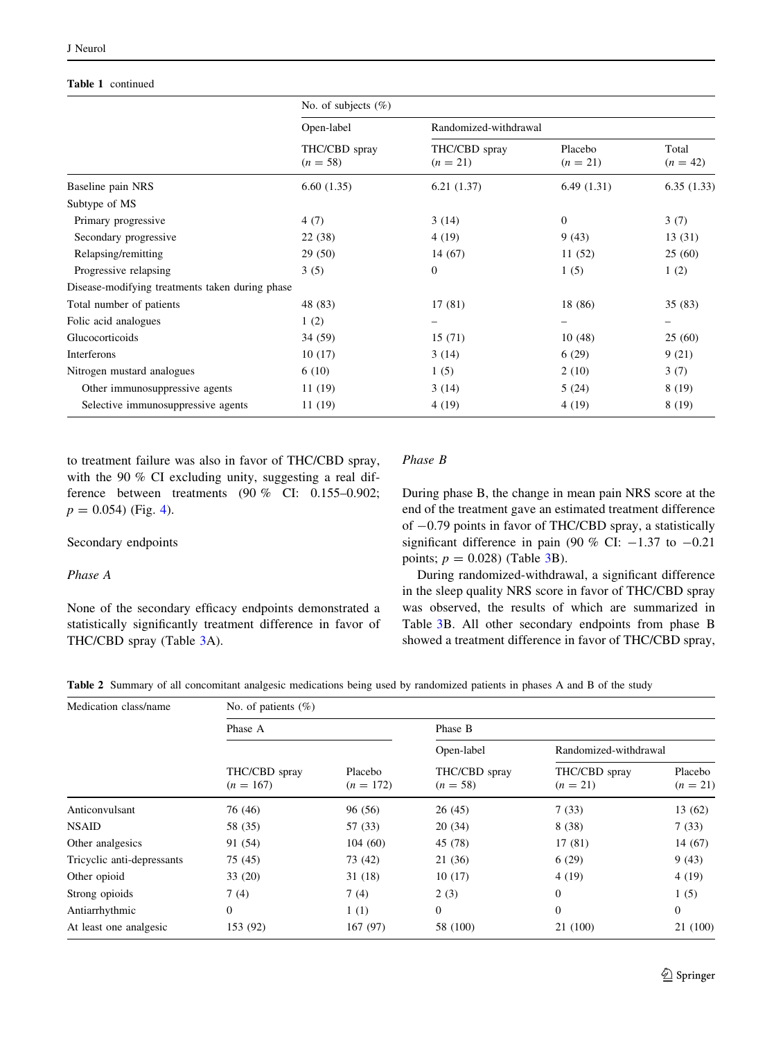**Table 1** continued

| | No. of subjects (%) | | | |
|---|---|---|---|---|
| | Open-label | Randomized-withdrawal | | |
| | THC/CBD spray ($n = 58$) | THC/CBD spray ($n = 21$) | Placebo ($n = 21$) | Total ($n = 42$) |
| Baseline pain NRS | 6.60 (1.35) | 6.21 (1.37) | 6.49 (1.31) | 6.35 (1.33) |
| Subtype of MS | | | | |
| Primary progressive | 4 (7) | 3 (14) | 0 | 3 (7) |
| Secondary progressive | 22 (38) | 4 (19) | 9 (43) | 13 (31) |
| Relapsing/remitting | 29 (50) | 14 (67) | 11 (52) | 25 (60) |
| Progressive relapsing | 3 (5) | 0 | 1 (5) | 1 (2) |
| Disease-modifying treatments taken during phase | | | | |
| Total number of patients | 48 (83) | 17 (81) | 18 (86) | 35 (83) |
| Folic acid analogues | 1 (2) | – | – | – |
| Glucocorticoids | 34 (59) | 15 (71) | 10 (48) | 25 (60) |
| Interferons | 10 (17) | 3 (14) | 6 (29) | 9 (21) |
| Nitrogen mustard analogues | 6 (10) | 1 (5) | 2 (10) | 3 (7) |
| Other immunosuppressive agents | 11 (19) | 3 (14) | 5 (24) | 8 (19) |
| Selective immunosuppressive agents | 11 (19) | 4 (19) | 4 (19) | 8 (19) |

to treatment failure was also in favor of THC/CBD spray, with the 90 % CI excluding unity, suggesting a real difference between treatments (90 % CI: 0.155–0.902; $p = 0.054$) (Fig. 4).

Secondary endpoints

*Phase A*

None of the secondary efficacy endpoints demonstrated a statistically significantly treatment difference in favor of THC/CBD spray (Table 3A).

*Phase B*

During phase B, the change in mean pain NRS score at the end of the treatment gave an estimated treatment difference of −0.79 points in favor of THC/CBD spray, a statistically significant difference in pain (90 % CI: −1.37 to −0.21 points; $p = 0.028$) (Table 3B).

During randomized-withdrawal, a significant difference in the sleep quality NRS score in favor of THC/CBD spray was observed, the results of which are summarized in Table 3B. All other secondary endpoints from phase B showed a treatment difference in favor of THC/CBD spray,

**Table 2** Summary of all concomitant analgesic medications being used by randomized patients in phases A and B of the study

| Medication class/name | No. of patients (%) | | | | |
|---|---|---|---|---|---|
| | Phase A | | Phase B | | |
| | | | Open-label | Randomized-withdrawal | |
| | THC/CBD spray ($n = 167$) | Placebo ($n = 172$) | THC/CBD spray ($n = 58$) | THC/CBD spray ($n = 21$) | Placebo ($n = 21$) |
| Anticonvulsant | 76 (46) | 96 (56) | 26 (45) | 7 (33) | 13 (62) |
| NSAID | 58 (35) | 57 (33) | 20 (34) | 8 (38) | 7 (33) |
| Other analgesics | 91 (54) | 104 (60) | 45 (78) | 17 (81) | 14 (67) |
| Tricyclic anti-depressants | 75 (45) | 73 (42) | 21 (36) | 6 (29) | 9 (43) |
| Other opioid | 33 (20) | 31 (18) | 10 (17) | 4 (19) | 4 (19) |
| Strong opioids | 7 (4) | 7 (4) | 2 (3) | 0 | 1 (5) |
| Antiarrhythmic | 0 | 1 (1) | 0 | 0 | 0 |
| At least one analgesic | 153 (92) | 167 (97) | 58 (100) | 21 (100) | 21 (100) |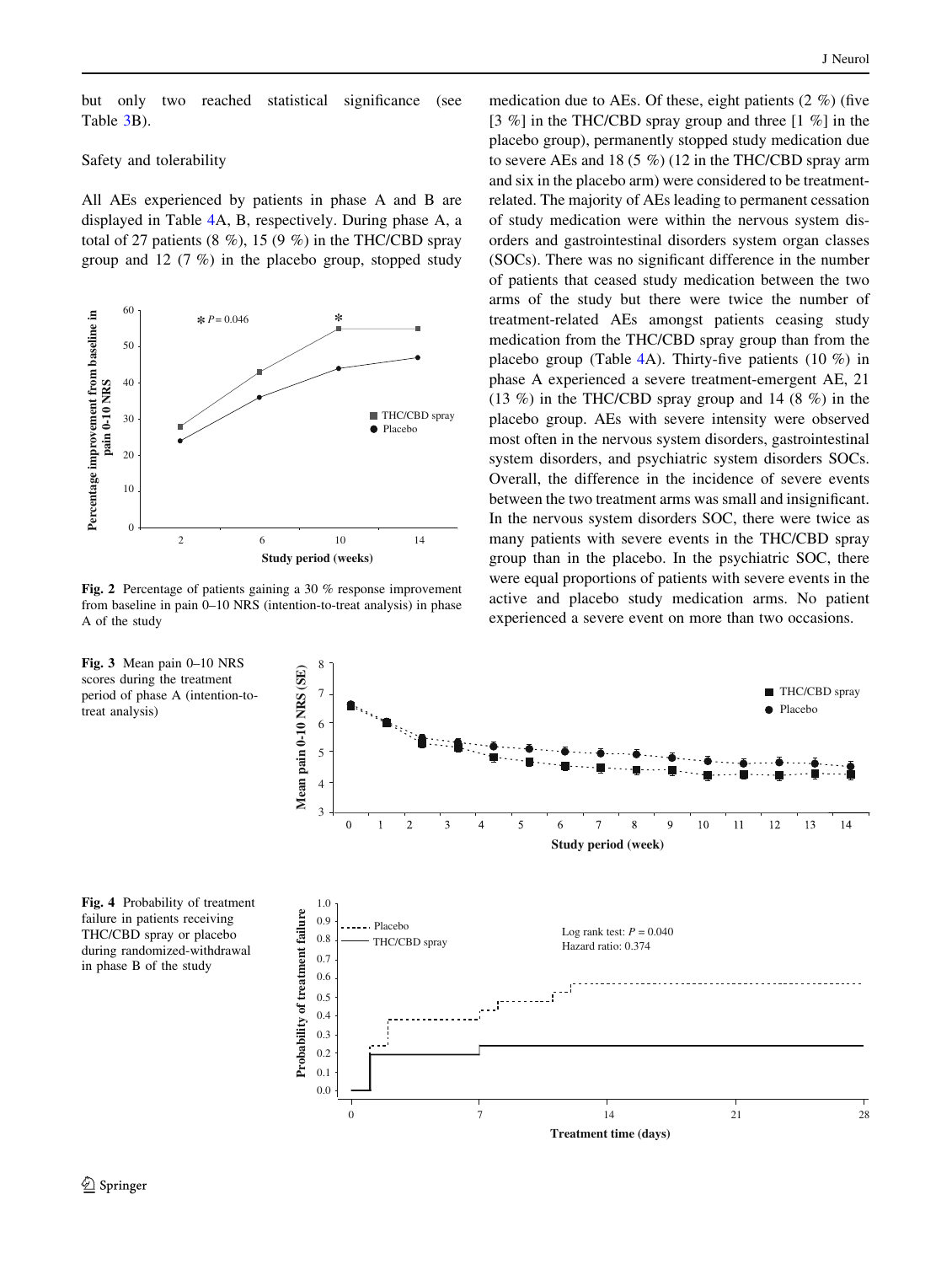but only two reached statistical significance (see Table 3B).

## Safety and tolerability

All AEs experienced by patients in phase A and B are displayed in Table 4A, B, respectively. During phase A, a total of 27 patients (8 %), 15 (9 %) in the THC/CBD spray group and 12 (7 %) in the placebo group, stopped study medication due to AEs. Of these, eight patients (2 %) (five [3 %] in the THC/CBD spray group and three [1 %] in the placebo group), permanently stopped study medication due to severe AEs and 18 (5 %) (12 in the THC/CBD spray arm and six in the placebo arm) were considered to be treatment-related. The majority of AEs leading to permanent cessation of study medication were within the nervous system disorders and gastrointestinal disorders system organ classes (SOCs). There was no significant difference in the number of patients that ceased study medication between the two arms of the study but there were twice the number of treatment-related AEs amongst patients ceasing study medication from the THC/CBD spray group than from the placebo group (Table 4A). Thirty-five patients (10 %) in phase A experienced a severe treatment-emergent AE, 21 (13 %) in the THC/CBD spray group and 14 (8 %) in the placebo group. AEs with severe intensity were observed most often in the nervous system disorders, gastrointestinal system disorders, and psychiatric system disorders SOCs. Overall, the difference in the incidence of severe events between the two treatment arms was small and insignificant. In the nervous system disorders SOC, there were twice as many patients with severe events in the THC/CBD spray group than in the placebo. In the psychiatric SOC, there were equal proportions of patients with severe events in the active and placebo study medication arms. No patient experienced a severe event on more than two occasions.

**Fig. 2** Percentage of patients gaining a 30 % response improvement from baseline in pain 0–10 NRS (intention-to-treat analysis) in phase A of the study

**Fig. 3** Mean pain 0–10 NRS scores during the treatment period of phase A (intention-to-treat analysis)

**Fig. 4** Probability of treatment failure in patients receiving THC/CBD spray or placebo during randomized-withdrawal in phase B of the study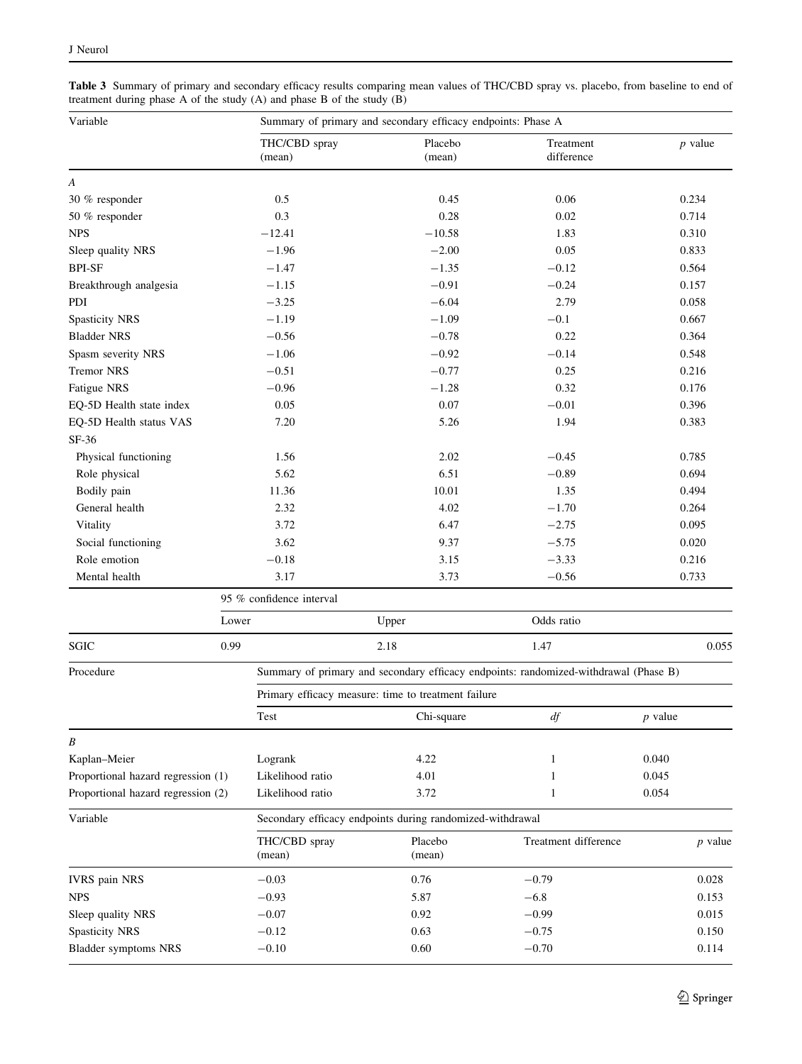**Table 3** Summary of primary and secondary efficacy results comparing mean values of THC/CBD spray vs. placebo, from baseline to end of treatment during phase A of the study (A) and phase B of the study (B)

| Variable | Summary of primary and secondary efficacy endpoints: Phase A | | | |
|---|---|---|---|---|
| | THC/CBD spray (mean) | Placebo (mean) | Treatment difference | *p* value |
| *A* | | | | |
| 30 % responder | 0.5 | 0.45 | 0.06 | 0.234 |
| 50 % responder | 0.3 | 0.28 | 0.02 | 0.714 |
| NPS | −12.41 | −10.58 | 1.83 | 0.310 |
| Sleep quality NRS | −1.96 | −2.00 | 0.05 | 0.833 |
| BPI-SF | −1.47 | −1.35 | −0.12 | 0.564 |
| Breakthrough analgesia | −1.15 | −0.91 | −0.24 | 0.157 |
| PDI | −3.25 | −6.04 | 2.79 | 0.058 |
| Spasticity NRS | −1.19 | −1.09 | −0.1 | 0.667 |
| Bladder NRS | −0.56 | −0.78 | 0.22 | 0.364 |
| Spasm severity NRS | −1.06 | −0.92 | −0.14 | 0.548 |
| Tremor NRS | −0.51 | −0.77 | 0.25 | 0.216 |
| Fatigue NRS | −0.96 | −1.28 | 0.32 | 0.176 |
| EQ-5D Health state index | 0.05 | 0.07 | −0.01 | 0.396 |
| EQ-5D Health status VAS | 7.20 | 5.26 | 1.94 | 0.383 |
| SF-36 | | | | |
| Physical functioning | 1.56 | 2.02 | −0.45 | 0.785 |
| Role physical | 5.62 | 6.51 | −0.89 | 0.694 |
| Bodily pain | 11.36 | 10.01 | 1.35 | 0.494 |
| General health | 2.32 | 4.02 | −1.70 | 0.264 |
| Vitality | 3.72 | 6.47 | −2.75 | 0.095 |
| Social functioning | 3.62 | 9.37 | −5.75 | 0.020 |
| Role emotion | −0.18 | 3.15 | −3.33 | 0.216 |
| Mental health | 3.17 | 3.73 | −0.56 | 0.733 |
| | 95 % confidence interval | | | |
| | Lower | Upper | Odds ratio | |
| SGIC | 0.99 | 2.18 | 1.47 | 0.055 |

| Procedure | Summary of primary and secondary efficacy endpoints: randomized-withdrawal (Phase B) | | | |
|---|---|---|---|---|
| | Primary efficacy measure: time to treatment failure | | | |
| | Test | Chi-square | *df* | *p* value |
| *B* | | | | |
| Kaplan–Meier | Logrank | 4.22 | 1 | 0.040 |
| Proportional hazard regression (1) | Likelihood ratio | 4.01 | 1 | 0.045 |
| Proportional hazard regression (2) | Likelihood ratio | 3.72 | 1 | 0.054 |

| Variable | Secondary efficacy endpoints during randomized-withdrawal | | | |
|---|---|---|---|---|
| | THC/CBD spray (mean) | Placebo (mean) | Treatment difference | *p* value |
| IVRS pain NRS | −0.03 | 0.76 | −0.79 | 0.028 |
| NPS | −0.93 | 5.87 | −6.8 | 0.153 |
| Sleep quality NRS | −0.07 | 0.92 | −0.99 | 0.015 |
| Spasticity NRS | −0.12 | 0.63 | −0.75 | 0.150 |
| Bladder symptoms NRS | −0.10 | 0.60 | −0.70 | 0.114 |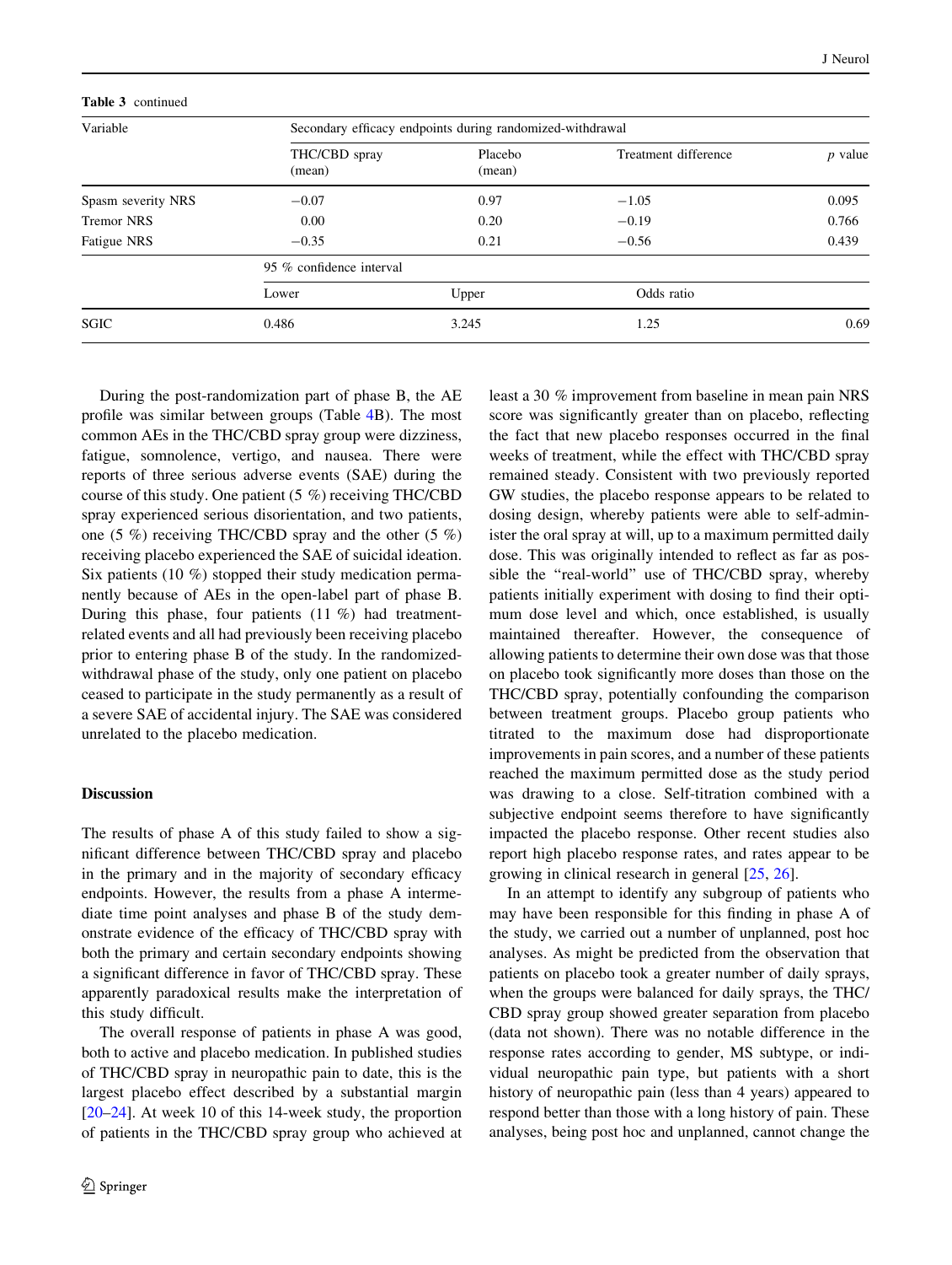**Table 3** continued

| Variable | Secondary efficacy endpoints during randomized-withdrawal | | | |
|---|---|---|---|---|
| | THC/CBD spray (mean) | Placebo (mean) | Treatment difference | *p* value |
| Spasm severity NRS | −0.07 | 0.97 | −1.05 | 0.095 |
| Tremor NRS | 0.00 | 0.20 | −0.19 | 0.766 |
| Fatigue NRS | −0.35 | 0.21 | −0.56 | 0.439 |
| | 95 % confidence interval | | | |
| | Lower | Upper | Odds ratio | |
| SGIC | 0.486 | 3.245 | 1.25 | 0.69 |

During the post-randomization part of phase B, the AE profile was similar between groups (Table 4B). The most common AEs in the THC/CBD spray group were dizziness, fatigue, somnolence, vertigo, and nausea. There were reports of three serious adverse events (SAE) during the course of this study. One patient (5 %) receiving THC/CBD spray experienced serious disorientation, and two patients, one (5 %) receiving THC/CBD spray and the other (5 %) receiving placebo experienced the SAE of suicidal ideation. Six patients (10 %) stopped their study medication permanently because of AEs in the open-label part of phase B. During this phase, four patients (11 %) had treatment-related events and all had previously been receiving placebo prior to entering phase B of the study. In the randomized-withdrawal phase of the study, only one patient on placebo ceased to participate in the study permanently as a result of a severe SAE of accidental injury. The SAE was considered unrelated to the placebo medication.

## Discussion

The results of phase A of this study failed to show a significant difference between THC/CBD spray and placebo in the primary and in the majority of secondary efficacy endpoints. However, the results from a phase A intermediate time point analyses and phase B of the study demonstrate evidence of the efficacy of THC/CBD spray with both the primary and certain secondary endpoints showing a significant difference in favor of THC/CBD spray. These apparently paradoxical results make the interpretation of this study difficult.

The overall response of patients in phase A was good, both to active and placebo medication. In published studies of THC/CBD spray in neuropathic pain to date, this is the largest placebo effect described by a substantial margin [20–24]. At week 10 of this 14-week study, the proportion of patients in the THC/CBD spray group who achieved at least a 30 % improvement from baseline in mean pain NRS score was significantly greater than on placebo, reflecting the fact that new placebo responses occurred in the final weeks of treatment, while the effect with THC/CBD spray remained steady. Consistent with two previously reported GW studies, the placebo response appears to be related to dosing design, whereby patients were able to self-administer the oral spray at will, up to a maximum permitted daily dose. This was originally intended to reflect as far as possible the "real-world" use of THC/CBD spray, whereby patients initially experiment with dosing to find their optimum dose level and which, once established, is usually maintained thereafter. However, the consequence of allowing patients to determine their own dose was that those on placebo took significantly more doses than those on the THC/CBD spray, potentially confounding the comparison between treatment groups. Placebo group patients who titrated to the maximum dose had disproportionate improvements in pain scores, and a number of these patients reached the maximum permitted dose as the study period was drawing to a close. Self-titration combined with a subjective endpoint seems therefore to have significantly impacted the placebo response. Other recent studies also report high placebo response rates, and rates appear to be growing in clinical research in general [25, 26].

In an attempt to identify any subgroup of patients who may have been responsible for this finding in phase A of the study, we carried out a number of unplanned, post hoc analyses. As might be predicted from the observation that patients on placebo took a greater number of daily sprays, when the groups were balanced for daily sprays, the THC/CBD spray group showed greater separation from placebo (data not shown). There was no notable difference in the response rates according to gender, MS subtype, or individual neuropathic pain type, but patients with a short history of neuropathic pain (less than 4 years) appeared to respond better than those with a long history of pain. These analyses, being post hoc and unplanned, cannot change the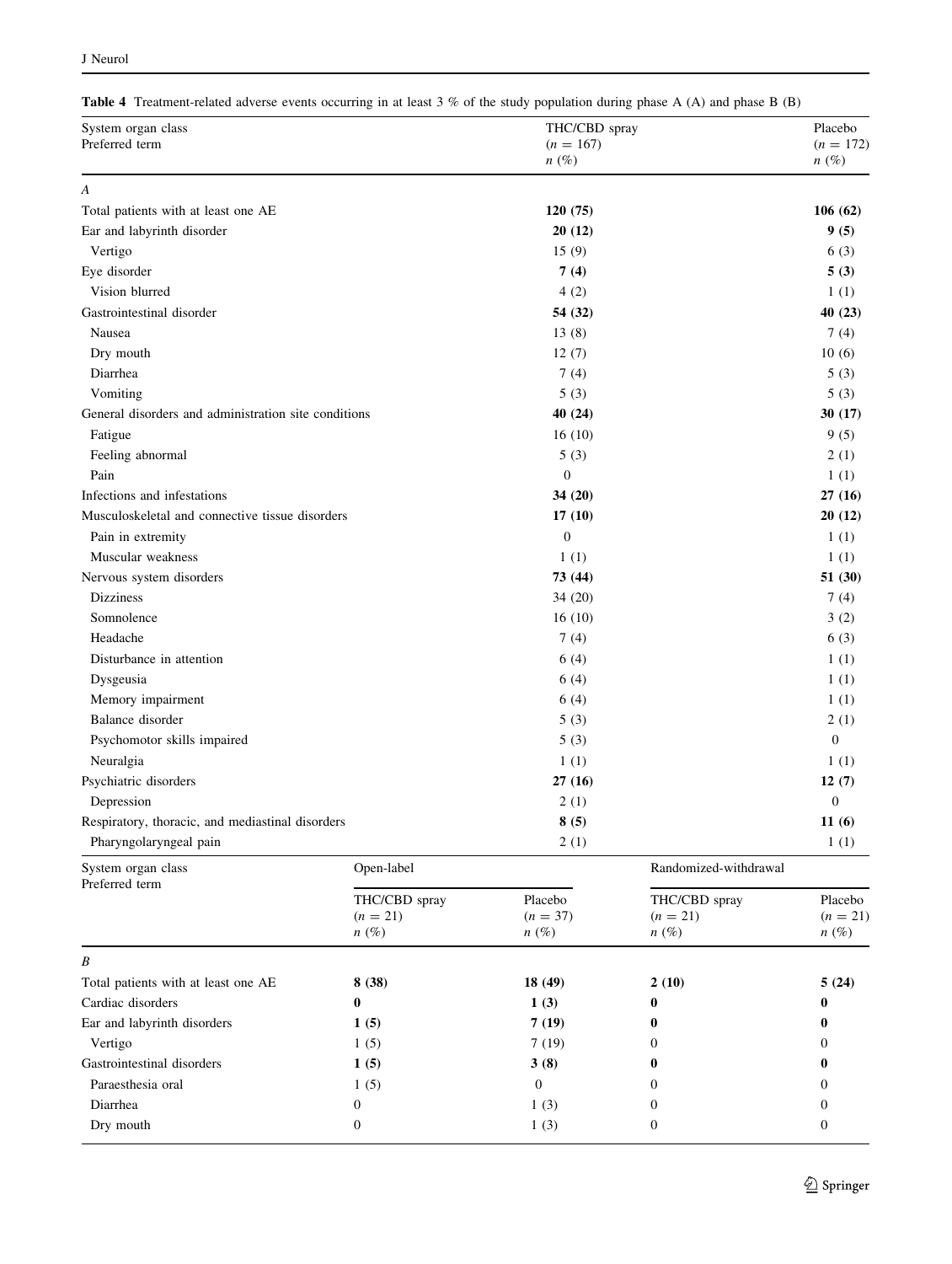**Table 4** Treatment-related adverse events occurring in at least 3 % of the study population during phase A (A) and phase B (B)

| System organ class<br>Preferred term | THC/CBD spray<br>($n = 167$)<br>$n$ (%) | Placebo<br>($n = 172$)<br>$n$ (%) |
|---|---|---|
| *A* | | |
| Total patients with at least one AE | **120 (75)** | **106 (62)** |
| Ear and labyrinth disorder | **20 (12)** | **9 (5)** |
| Vertigo | 15 (9) | 6 (3) |
| Eye disorder | **7 (4)** | **5 (3)** |
| Vision blurred | 4 (2) | 1 (1) |
| Gastrointestinal disorder | **54 (32)** | **40 (23)** |
| Nausea | 13 (8) | 7 (4) |
| Dry mouth | 12 (7) | 10 (6) |
| Diarrhea | 7 (4) | 5 (3) |
| Vomiting | 5 (3) | 5 (3) |
| General disorders and administration site conditions | **40 (24)** | **30 (17)** |
| Fatigue | 16 (10) | 9 (5) |
| Feeling abnormal | 5 (3) | 2 (1) |
| Pain | 0 | 1 (1) |
| Infections and infestations | **34 (20)** | **27 (16)** |
| Musculoskeletal and connective tissue disorders | **17 (10)** | **20 (12)** |
| Pain in extremity | 0 | 1 (1) |
| Muscular weakness | 1 (1) | 1 (1) |
| Nervous system disorders | **73 (44)** | **51 (30)** |
| Dizziness | 34 (20) | 7 (4) |
| Somnolence | 16 (10) | 3 (2) |
| Headache | 7 (4) | 6 (3) |
| Disturbance in attention | 6 (4) | 1 (1) |
| Dysgeusia | 6 (4) | 1 (1) |
| Memory impairment | 6 (4) | 1 (1) |
| Balance disorder | 5 (3) | 2 (1) |
| Psychomotor skills impaired | 5 (3) | 0 |
| Neuralgia | 1 (1) | 1 (1) |
| Psychiatric disorders | **27 (16)** | **12 (7)** |
| Depression | 2 (1) | 0 |
| Respiratory, thoracic, and mediastinal disorders | **8 (5)** | **11 (6)** |
| Pharyngolaryngeal pain | 2 (1) | 1 (1) |

| System organ class<br>Preferred term | Open-label | | Randomized-withdrawal | |
|---|---|---|---|---|
| | THC/CBD spray<br>($n = 21$)<br>$n$ (%) | Placebo<br>($n = 37$)<br>$n$ (%) | THC/CBD spray<br>($n = 21$)<br>$n$ (%) | Placebo<br>($n = 21$)<br>$n$ (%) |
| *B* | | | | |
| Total patients with at least one AE | **8 (38)** | **18 (49)** | **2 (10)** | **5 (24)** |
| Cardiac disorders | **0** | **1 (3)** | **0** | **0** |
| Ear and labyrinth disorders | **1 (5)** | **7 (19)** | **0** | **0** |
| Vertigo | 1 (5) | 7 (19) | 0 | 0 |
| Gastrointestinal disorders | **1 (5)** | **3 (8)** | **0** | **0** |
| Paraesthesia oral | 1 (5) | 0 | 0 | 0 |
| Diarrhea | 0 | 1 (3) | 0 | 0 |
| Dry mouth | 0 | 1 (3) | 0 | 0 |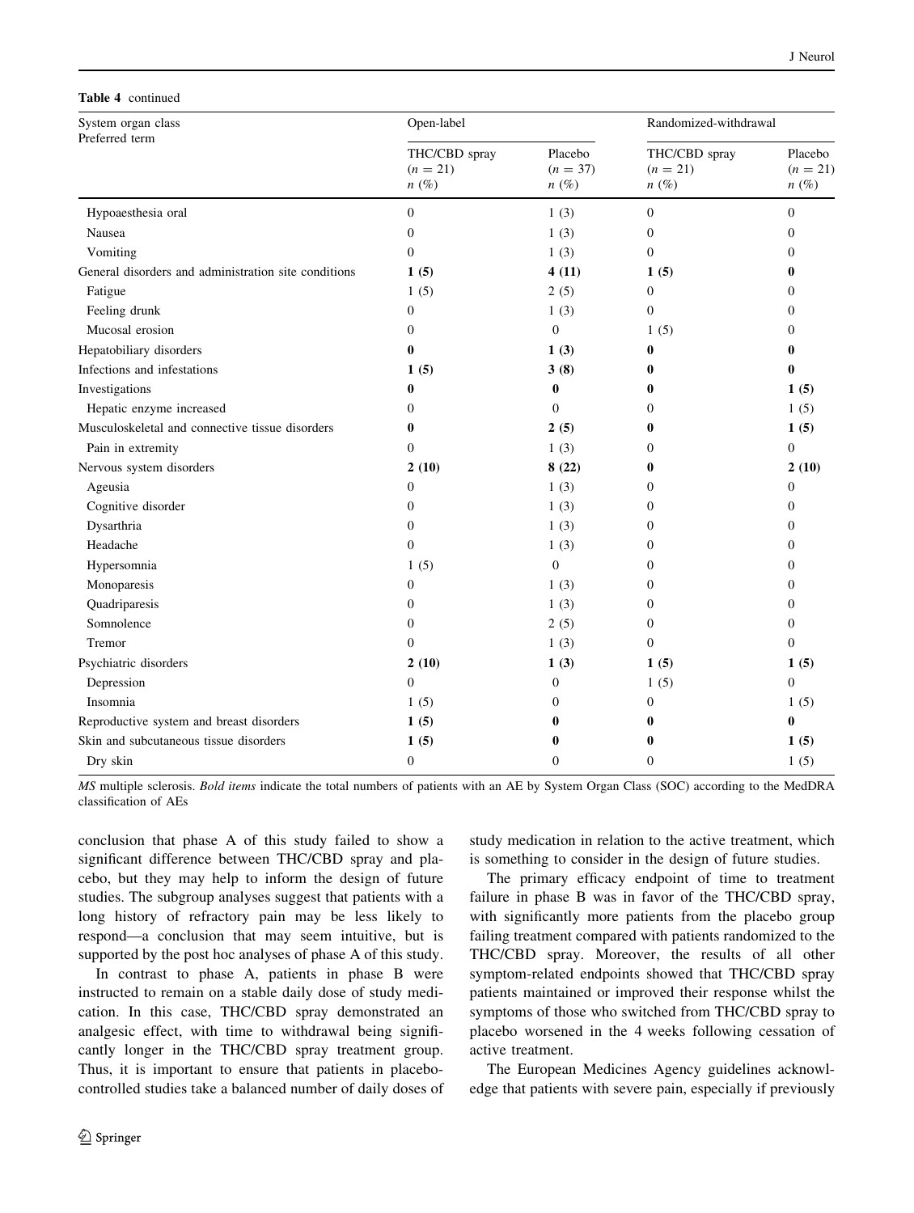**Table 4** continued

| System organ class<br>Preferred term | Open-label | | Randomized-withdrawal | |
|---|---|---|---|---|
| | THC/CBD spray ($n = 21$) n (%) | Placebo ($n = 37$) n (%) | THC/CBD spray ($n = 21$) n (%) | Placebo ($n = 21$) n (%) |
| Hypoaesthesia oral | 0 | 1 (3) | 0 | 0 |
| Nausea | 0 | 1 (3) | 0 | 0 |
| Vomiting | 0 | 1 (3) | 0 | 0 |
| General disorders and administration site conditions | **1 (5)** | **4 (11)** | **1 (5)** | **0** |
| Fatigue | 1 (5) | 2 (5) | 0 | 0 |
| Feeling drunk | 0 | 1 (3) | 0 | 0 |
| Mucosal erosion | 0 | 0 | 1 (5) | 0 |
| Hepatobiliary disorders | **0** | **1 (3)** | **0** | **0** |
| Infections and infestations | **1 (5)** | **3 (8)** | **0** | **0** |
| Investigations | **0** | **0** | **0** | **1 (5)** |
| Hepatic enzyme increased | 0 | 0 | 0 | 1 (5) |
| Musculoskeletal and connective tissue disorders | **0** | **2 (5)** | **0** | **1 (5)** |
| Pain in extremity | 0 | 1 (3) | 0 | 0 |
| Nervous system disorders | **2 (10)** | **8 (22)** | **0** | **2 (10)** |
| Ageusia | 0 | 1 (3) | 0 | 0 |
| Cognitive disorder | 0 | 1 (3) | 0 | 0 |
| Dysarthria | 0 | 1 (3) | 0 | 0 |
| Headache | 0 | 1 (3) | 0 | 0 |
| Hypersomnia | 1 (5) | 0 | 0 | 0 |
| Monoparesis | 0 | 1 (3) | 0 | 0 |
| Quadriparesis | 0 | 1 (3) | 0 | 0 |
| Somnolence | 0 | 2 (5) | 0 | 0 |
| Tremor | 0 | 1 (3) | 0 | 0 |
| Psychiatric disorders | **2 (10)** | **1 (3)** | **1 (5)** | **1 (5)** |
| Depression | 0 | 0 | 1 (5) | 0 |
| Insomnia | 1 (5) | 0 | 0 | 1 (5) |
| Reproductive system and breast disorders | **1 (5)** | **0** | **0** | **0** |
| Skin and subcutaneous tissue disorders | **1 (5)** | **0** | **0** | **1 (5)** |
| Dry skin | 0 | 0 | 0 | 1 (5) |

*MS* multiple sclerosis. *Bold items* indicate the total numbers of patients with an AE by System Organ Class (SOC) according to the MedDRA classification of AEs

conclusion that phase A of this study failed to show a significant difference between THC/CBD spray and placebo, but they may help to inform the design of future studies. The subgroup analyses suggest that patients with a long history of refractory pain may be less likely to respond—a conclusion that may seem intuitive, but is supported by the post hoc analyses of phase A of this study.

In contrast to phase A, patients in phase B were instructed to remain on a stable daily dose of study medication. In this case, THC/CBD spray demonstrated an analgesic effect, with time to withdrawal being significantly longer in the THC/CBD spray treatment group. Thus, it is important to ensure that patients in placebo-controlled studies take a balanced number of daily doses of study medication in relation to the active treatment, which is something to consider in the design of future studies.

The primary efficacy endpoint of time to treatment failure in phase B was in favor of the THC/CBD spray, with significantly more patients from the placebo group failing treatment compared with patients randomized to the THC/CBD spray. Moreover, the results of all other symptom-related endpoints showed that THC/CBD spray patients maintained or improved their response whilst the symptoms of those who switched from THC/CBD spray to placebo worsened in the 4 weeks following cessation of active treatment.

The European Medicines Agency guidelines acknowledge that patients with severe pain, especially if previously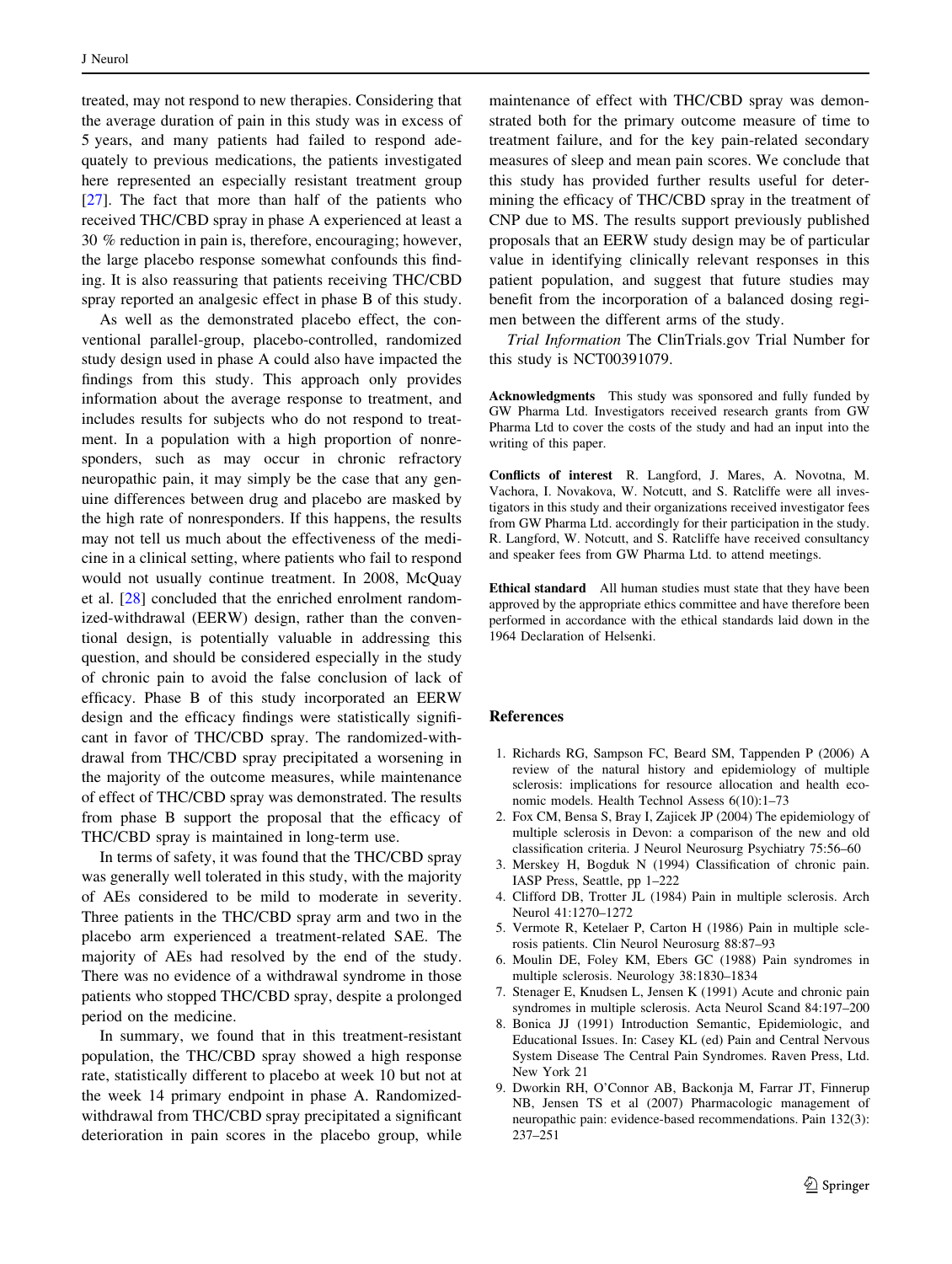treated, may not respond to new therapies. Considering that the average duration of pain in this study was in excess of 5 years, and many patients had failed to respond adequately to previous medications, the patients investigated here represented an especially resistant treatment group [27]. The fact that more than half of the patients who received THC/CBD spray in phase A experienced at least a 30 % reduction in pain is, therefore, encouraging; however, the large placebo response somewhat confounds this finding. It is also reassuring that patients receiving THC/CBD spray reported an analgesic effect in phase B of this study.

As well as the demonstrated placebo effect, the conventional parallel-group, placebo-controlled, randomized study design used in phase A could also have impacted the findings from this study. This approach only provides information about the average response to treatment, and includes results for subjects who do not respond to treatment. In a population with a high proportion of nonresponders, such as may occur in chronic refractory neuropathic pain, it may simply be the case that any genuine differences between drug and placebo are masked by the high rate of nonresponders. If this happens, the results may not tell us much about the effectiveness of the medicine in a clinical setting, where patients who fail to respond would not usually continue treatment. In 2008, McQuay et al. [28] concluded that the enriched enrolment randomized-withdrawal (EERW) design, rather than the conventional design, is potentially valuable in addressing this question, and should be considered especially in the study of chronic pain to avoid the false conclusion of lack of efficacy. Phase B of this study incorporated an EERW design and the efficacy findings were statistically significant in favor of THC/CBD spray. The randomized-withdrawal from THC/CBD spray precipitated a worsening in the majority of the outcome measures, while maintenance of effect of THC/CBD spray was demonstrated. The results from phase B support the proposal that the efficacy of THC/CBD spray is maintained in long-term use.

In terms of safety, it was found that the THC/CBD spray was generally well tolerated in this study, with the majority of AEs considered to be mild to moderate in severity. Three patients in the THC/CBD spray arm and two in the placebo arm experienced a treatment-related SAE. The majority of AEs had resolved by the end of the study. There was no evidence of a withdrawal syndrome in those patients who stopped THC/CBD spray, despite a prolonged period on the medicine.

In summary, we found that in this treatment-resistant population, the THC/CBD spray showed a high response rate, statistically different to placebo at week 10 but not at the week 14 primary endpoint in phase A. Randomized-withdrawal from THC/CBD spray precipitated a significant deterioration in pain scores in the placebo group, while maintenance of effect with THC/CBD spray was demonstrated both for the primary outcome measure of time to treatment failure, and for the key pain-related secondary measures of sleep and mean pain scores. We conclude that this study has provided further results useful for determining the efficacy of THC/CBD spray in the treatment of CNP due to MS. The results support previously published proposals that an EERW study design may be of particular value in identifying clinically relevant responses in this patient population, and suggest that future studies may benefit from the incorporation of a balanced dosing regimen between the different arms of the study.

*Trial Information* The ClinTrials.gov Trial Number for this study is NCT00391079.

**Acknowledgments** This study was sponsored and fully funded by GW Pharma Ltd. Investigators received research grants from GW Pharma Ltd to cover the costs of the study and had an input into the writing of this paper.

**Conflicts of interest** R. Langford, J. Mares, A. Novotna, M. Vachora, I. Novakova, W. Notcutt, and S. Ratcliffe were all investigators in this study and their organizations received investigator fees from GW Pharma Ltd. accordingly for their participation in the study. R. Langford, W. Notcutt, and S. Ratcliffe have received consultancy and speaker fees from GW Pharma Ltd. to attend meetings.

**Ethical standard** All human studies must state that they have been approved by the appropriate ethics committee and have therefore been performed in accordance with the ethical standards laid down in the 1964 Declaration of Helsenki.

## References

1. Richards RG, Sampson FC, Beard SM, Tappenden P (2006) A review of the natural history and epidemiology of multiple sclerosis: implications for resource allocation and health economic models. Health Technol Assess 6(10):1–73
2. Fox CM, Bensa S, Bray I, Zajicek JP (2004) The epidemiology of multiple sclerosis in Devon: a comparison of the new and old classification criteria. J Neurol Neurosurg Psychiatry 75:56–60
3. Merskey H, Bogduk N (1994) Classification of chronic pain. IASP Press, Seattle, pp 1–222
4. Clifford DB, Trotter JL (1984) Pain in multiple sclerosis. Arch Neurol 41:1270–1272
5. Vermote R, Ketelaer P, Carton H (1986) Pain in multiple sclerosis patients. Clin Neurol Neurosurg 88:87–93
6. Moulin DE, Foley KM, Ebers GC (1988) Pain syndromes in multiple sclerosis. Neurology 38:1830–1834
7. Stenager E, Knudsen L, Jensen K (1991) Acute and chronic pain syndromes in multiple sclerosis. Acta Neurol Scand 84:197–200
8. Bonica JJ (1991) Introduction Semantic, Epidemiologic, and Educational Issues. In: Casey KL (ed) Pain and Central Nervous System Disease The Central Pain Syndromes. Raven Press, Ltd. New York 21
9. Dworkin RH, O'Connor AB, Backonja M, Farrar JT, Finnerup NB, Jensen TS et al (2007) Pharmacologic management of neuropathic pain: evidence-based recommendations. Pain 132(3): 237–251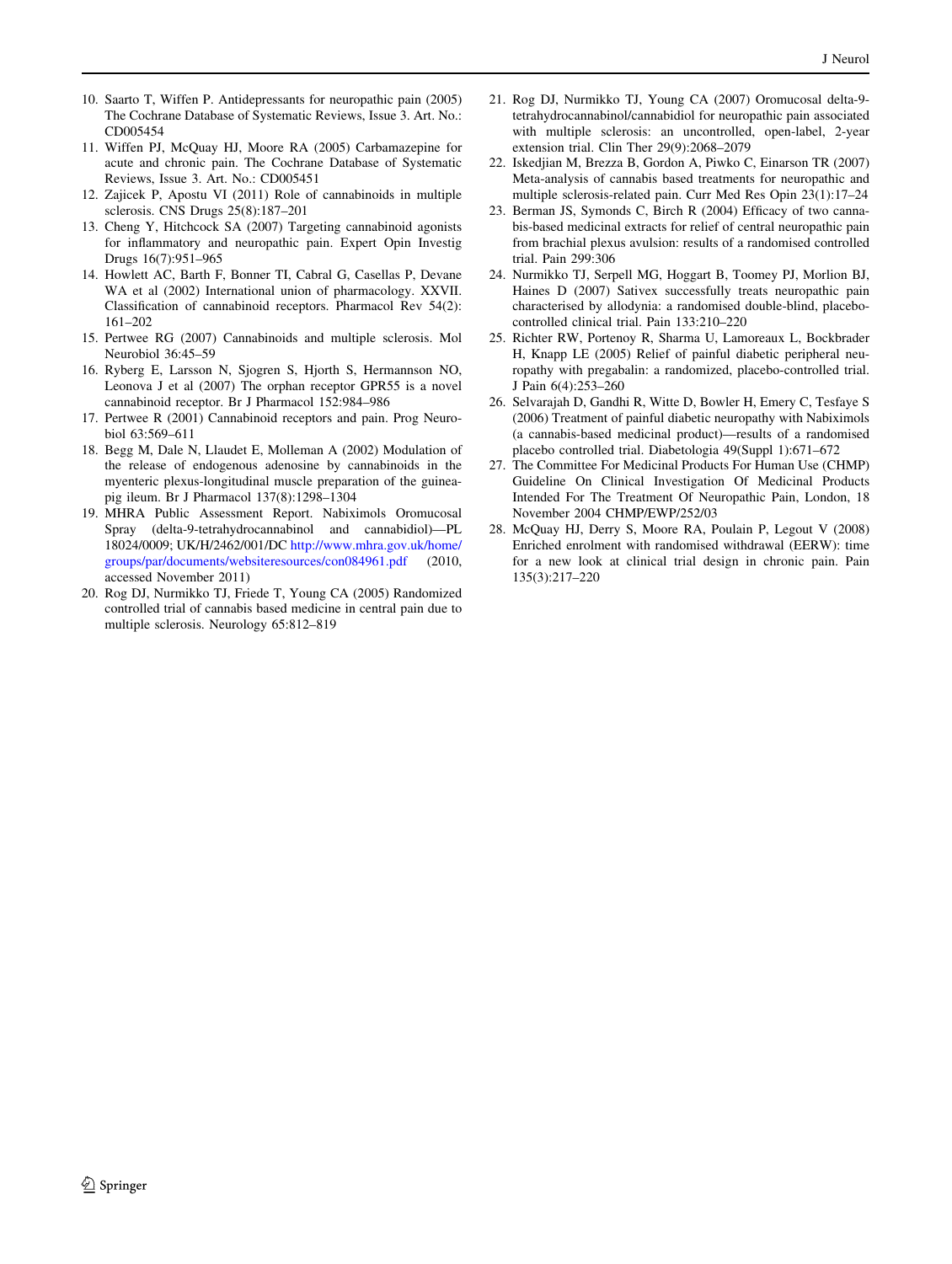10. Saarto T, Wiffen P. Antidepressants for neuropathic pain (2005) The Cochrane Database of Systematic Reviews, Issue 3. Art. No.: CD005454
11. Wiffen PJ, McQuay HJ, Moore RA (2005) Carbamazepine for acute and chronic pain. The Cochrane Database of Systematic Reviews, Issue 3. Art. No.: CD005451
12. Zajicek P, Apostu VI (2011) Role of cannabinoids in multiple sclerosis. CNS Drugs 25(8):187–201
13. Cheng Y, Hitchcock SA (2007) Targeting cannabinoid agonists for inflammatory and neuropathic pain. Expert Opin Investig Drugs 16(7):951–965
14. Howlett AC, Barth F, Bonner TI, Cabral G, Casellas P, Devane WA et al (2002) International union of pharmacology. XXVII. Classification of cannabinoid receptors. Pharmacol Rev 54(2): 161–202
15. Pertwee RG (2007) Cannabinoids and multiple sclerosis. Mol Neurobiol 36:45–59
16. Ryberg E, Larsson N, Sjogren S, Hjorth S, Hermannson NO, Leonova J et al (2007) The orphan receptor GPR55 is a novel cannabinoid receptor. Br J Pharmacol 152:984–986
17. Pertwee R (2001) Cannabinoid receptors and pain. Prog Neurobiol 63:569–611
18. Begg M, Dale N, Llaudet E, Molleman A (2002) Modulation of the release of endogenous adenosine by cannabinoids in the myenteric plexus-longitudinal muscle preparation of the guinea-pig ileum. Br J Pharmacol 137(8):1298–1304
19. MHRA Public Assessment Report. Nabiximols Oromucosal Spray (delta-9-tetrahydrocannabinol and cannabidiol)—PL 18024/0009; UK/H/2462/001/DC http://www.mhra.gov.uk/home/groups/par/documents/websiteresources/con084961.pdf (2010, accessed November 2011)
20. Rog DJ, Nurmikko TJ, Friede T, Young CA (2005) Randomized controlled trial of cannabis based medicine in central pain due to multiple sclerosis. Neurology 65:812–819
21. Rog DJ, Nurmikko TJ, Young CA (2007) Oromucosal delta-9-tetrahydrocannabinol/cannabidiol for neuropathic pain associated with multiple sclerosis: an uncontrolled, open-label, 2-year extension trial. Clin Ther 29(9):2068–2079
22. Iskedjian M, Brezza B, Gordon A, Piwko C, Einarson TR (2007) Meta-analysis of cannabis based treatments for neuropathic and multiple sclerosis-related pain. Curr Med Res Opin 23(1):17–24
23. Berman JS, Symonds C, Birch R (2004) Efficacy of two cannabis-based medicinal extracts for relief of central neuropathic pain from brachial plexus avulsion: results of a randomised controlled trial. Pain 299:306
24. Nurmikko TJ, Serpell MG, Hoggart B, Toomey PJ, Morlion BJ, Haines D (2007) Sativex successfully treats neuropathic pain characterised by allodynia: a randomised double-blind, placebo-controlled clinical trial. Pain 133:210–220
25. Richter RW, Portenoy R, Sharma U, Lamoreaux L, Bockbrader H, Knapp LE (2005) Relief of painful diabetic peripheral neuropathy with pregabalin: a randomized, placebo-controlled trial. J Pain 6(4):253–260
26. Selvarajah D, Gandhi R, Witte D, Bowler H, Emery C, Tesfaye S (2006) Treatment of painful diabetic neuropathy with Nabiximols (a cannabis-based medicinal product)—results of a randomised placebo controlled trial. Diabetologia 49(Suppl 1):671–672
27. The Committee For Medicinal Products For Human Use (CHMP) Guideline On Clinical Investigation Of Medicinal Products Intended For The Treatment Of Neuropathic Pain, London, 18 November 2004 CHMP/EWP/252/03
28. McQuay HJ, Derry S, Moore RA, Poulain P, Legout V (2008) Enriched enrolment with randomised withdrawal (EERW): time for a new look at clinical trial design in chronic pain. Pain 135(3):217–220